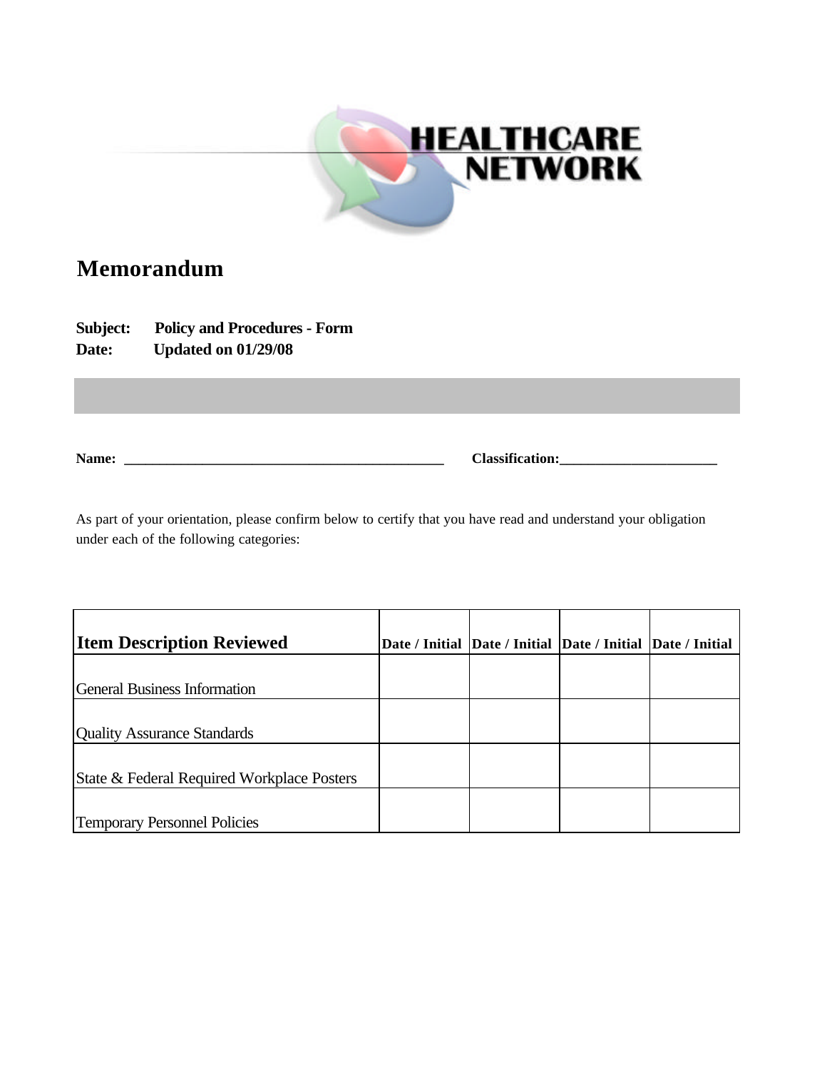HEALTHCARE NETWORK

# Memorandum

**Subject:** **Policy and Procedures - Form**
**Date:** **Updated on 01/29/08**

**Name:** ______________________________________________ **Classification:**______________________

As part of your orientation, please confirm below to certify that you have read and understand your obligation under each of the following categories:

| **Item Description Reviewed** | **Date / Initial** | **Date / Initial** | **Date / Initial** | **Date / Initial** |
|---|---|---|---|---|
| General Business Information | | | | |
| Quality Assurance Standards | | | | |
| State & Federal Required Workplace Posters | | | | |
| Temporary Personnel Policies | | | | |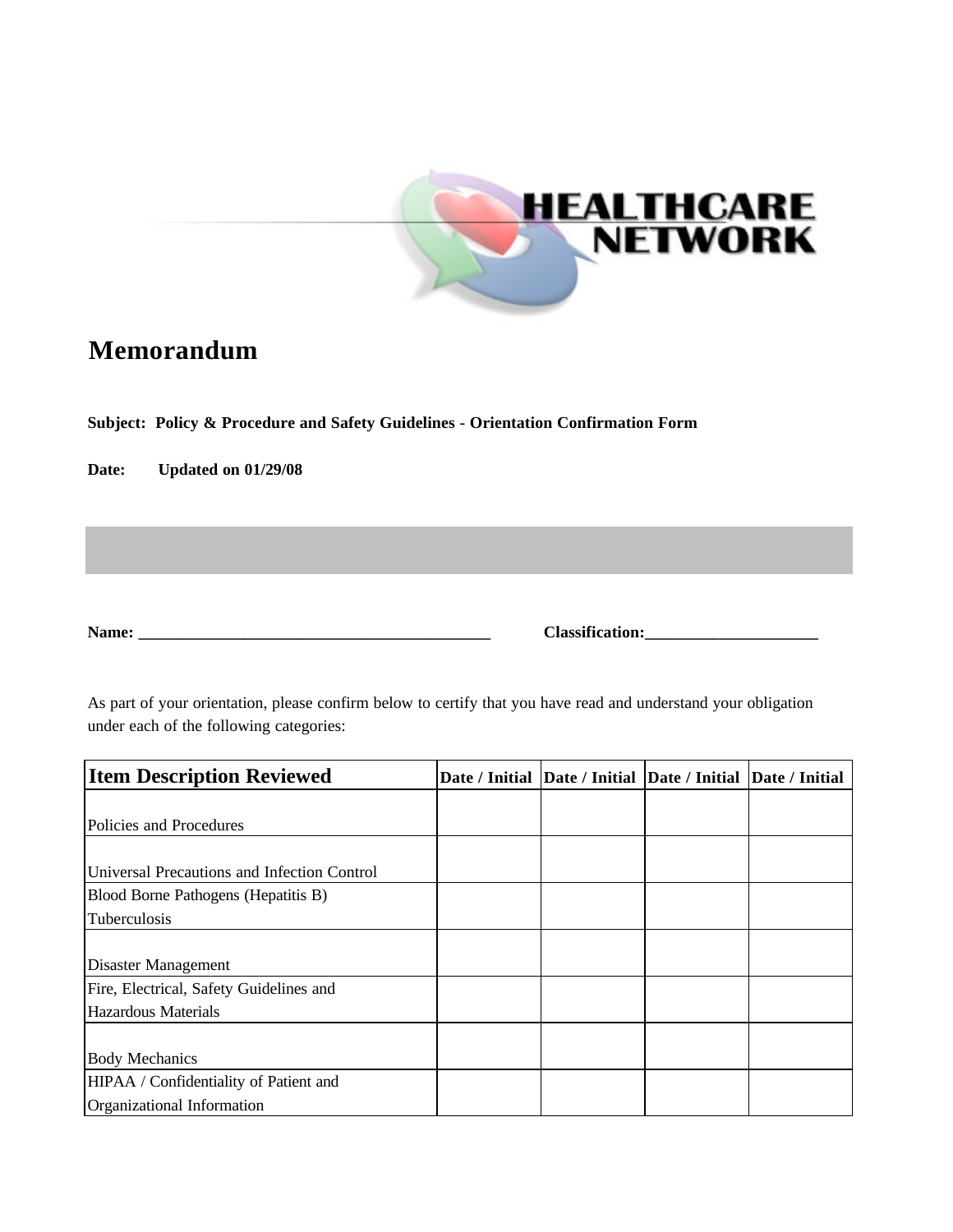HEALTHCARE NETWORK

# Memorandum

**Subject: Policy & Procedure and Safety Guidelines - Orientation Confirmation Form**

**Date: Updated on 01/29/08**

**Name: ___________________________________________ Classification:_____________________**

As part of your orientation, please confirm below to certify that you have read and understand your obligation under each of the following categories:

| Item Description Reviewed | Date / Initial | Date / Initial | Date / Initial | Date / Initial |
|---|---|---|---|---|
| Policies and Procedures | | | | |
| Universal Precautions and Infection Control | | | | |
| Blood Borne Pathogens (Hepatitis B) Tuberculosis | | | | |
| Disaster Management | | | | |
| Fire, Electrical, Safety Guidelines and Hazardous Materials | | | | |
| Body Mechanics | | | | |
| HIPAA / Confidentiality of Patient and Organizational Information | | | | |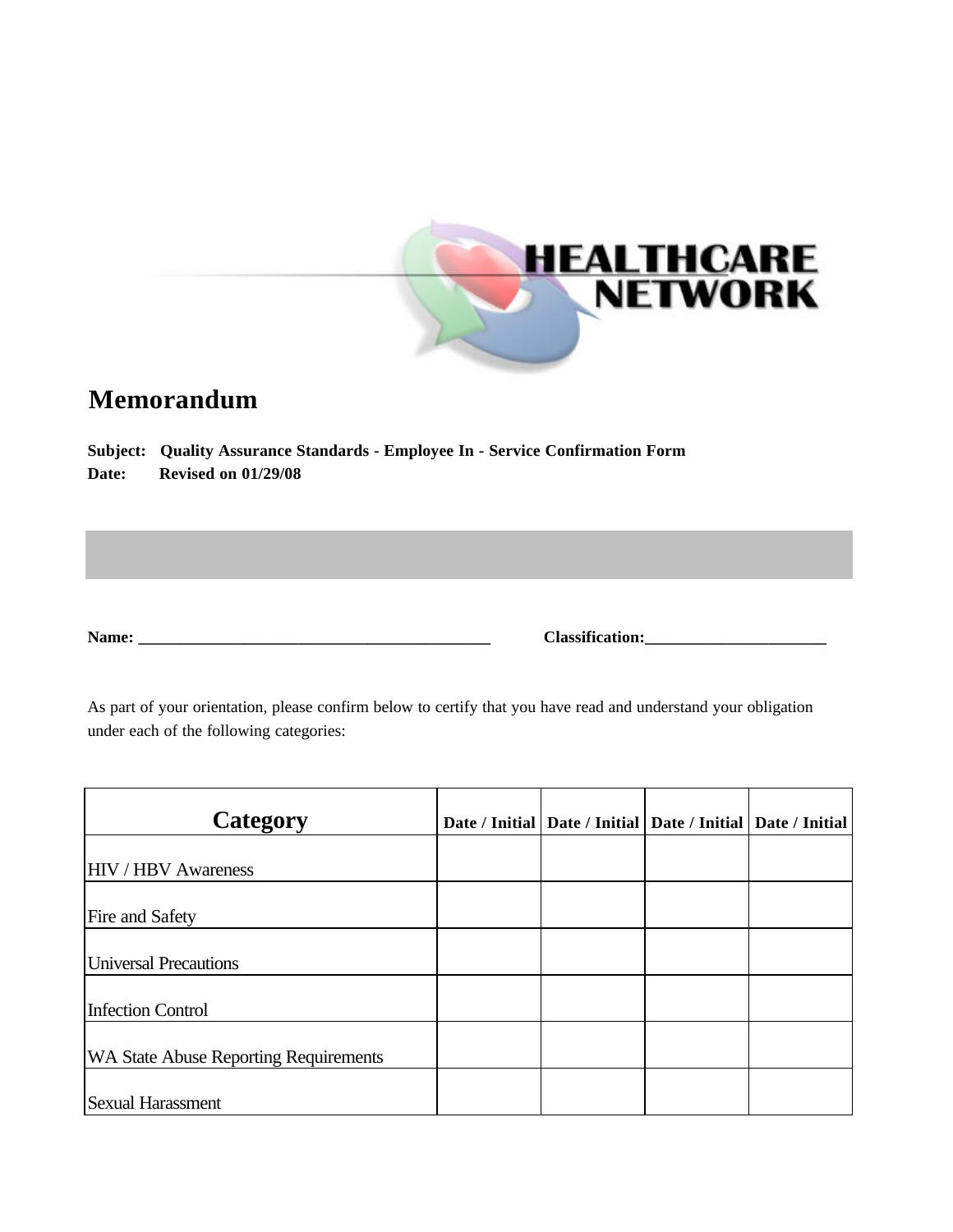HEALTHCARE NETWORK

# Memorandum

**Subject: Quality Assurance Standards - Employee In - Service Confirmation Form**
**Date: Revised on 01/29/08**

**Name:** ____________________________________________ **Classification:**______________________

As part of your orientation, please confirm below to certify that you have read and understand your obligation under each of the following categories:

| Category | Date / Initial | Date / Initial | Date / Initial | Date / Initial |
|---|---|---|---|---|
| HIV / HBV Awareness | | | | |
| Fire and Safety | | | | |
| Universal Precautions | | | | |
| Infection Control | | | | |
| WA State Abuse Reporting Requirements | | | | |
| Sexual Harassment | | | | |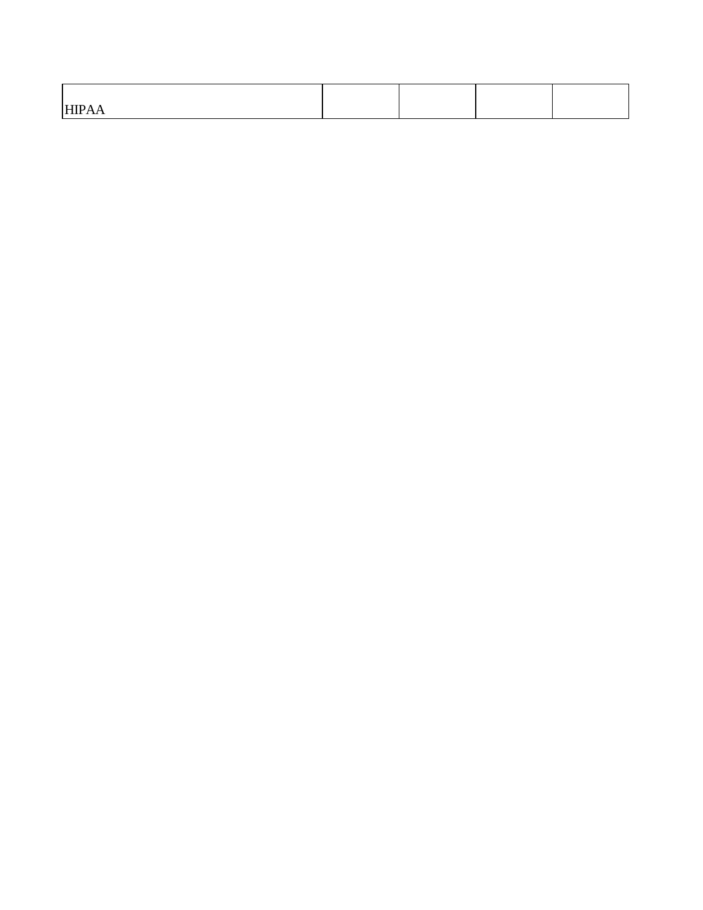| HIPAA | | | | |
| --- | --- | --- | --- | --- |